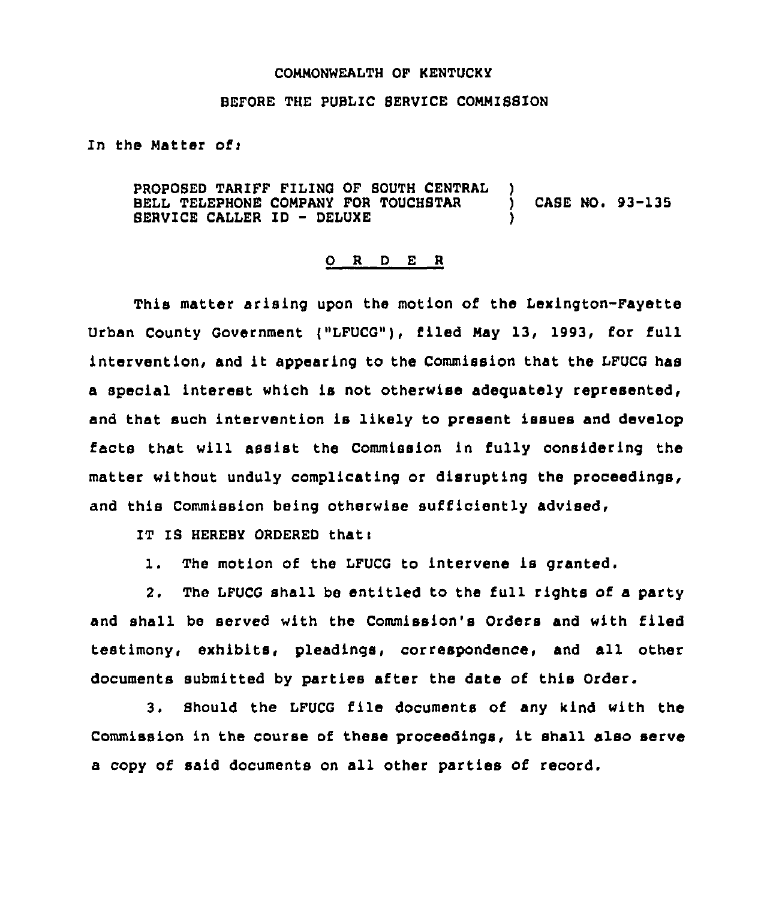COMMONWEALTH OF KENTUCKY

BEFORE THE PUBLIC SERVICE COMMISSION

In the Matter of:

PROPOSED TARIFF FILING OF SOUTH CENTRAL BELL TELEPHONE COMPANY FOR TOUCHSTAR SERVICE CALLER ID - DELUXE ) CASE NO. 93-135

O R D E R

This matter arising upon the motion of the Lexington-Fayette Urban County Government ("LFUCG"), filed May 13, 1993, for full intervention, and it appearing to the Commission that the LFUCG has a special interest which is not otherwise adequately represented, and that such intervention is likely to present issues and develop facts that will assist the Commission in fully considering the matter without unduly complicating or disrupting the proceedings, and this Commission being otherwise sufficiently advised,

IT IS HEREBY ORDERED that:

1. The motion of the LFUCG to intervene is granted.

2. The LFUCG shall be entitled to the full rights of a party and shall be served with the Commission's Orders and with filed testimony, exhibits, pleadings, correspondence, and all other documents submitted by parties after the date of this Order.

3. Should the LFUCG file documents of any kind with the Commission in the course of these proceedings, it shall also serve a copy of said documents on all other parties of record.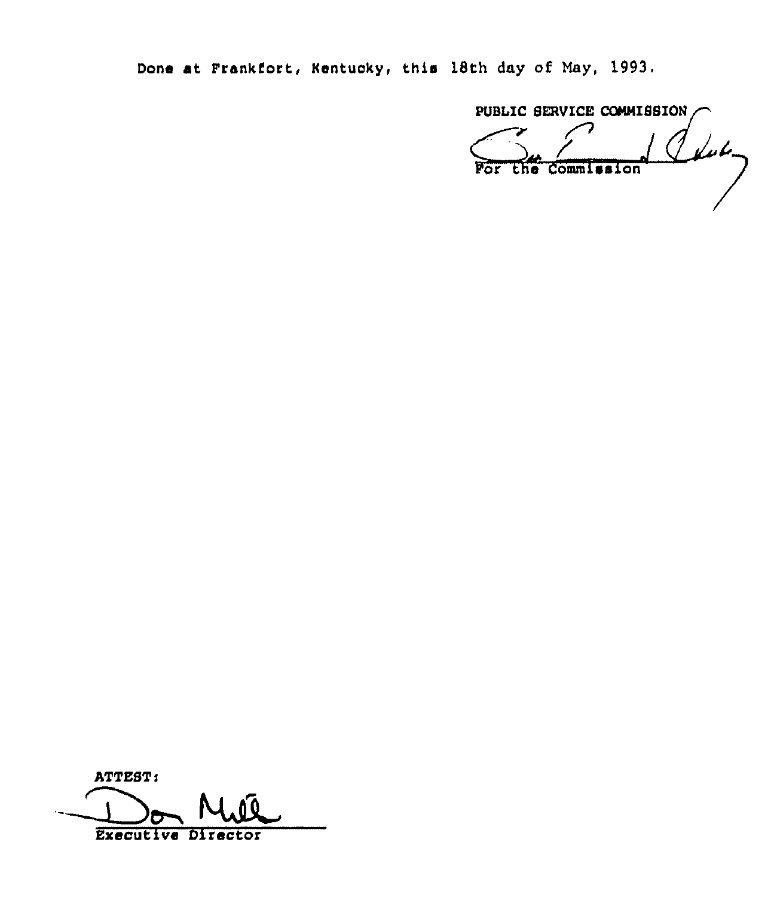Done at Frankfort, Kentucky, this 18th day of May, 1993.

PUBLIC SERVICE COMMISSION

For the Commission

ATTEST:

Executive Director